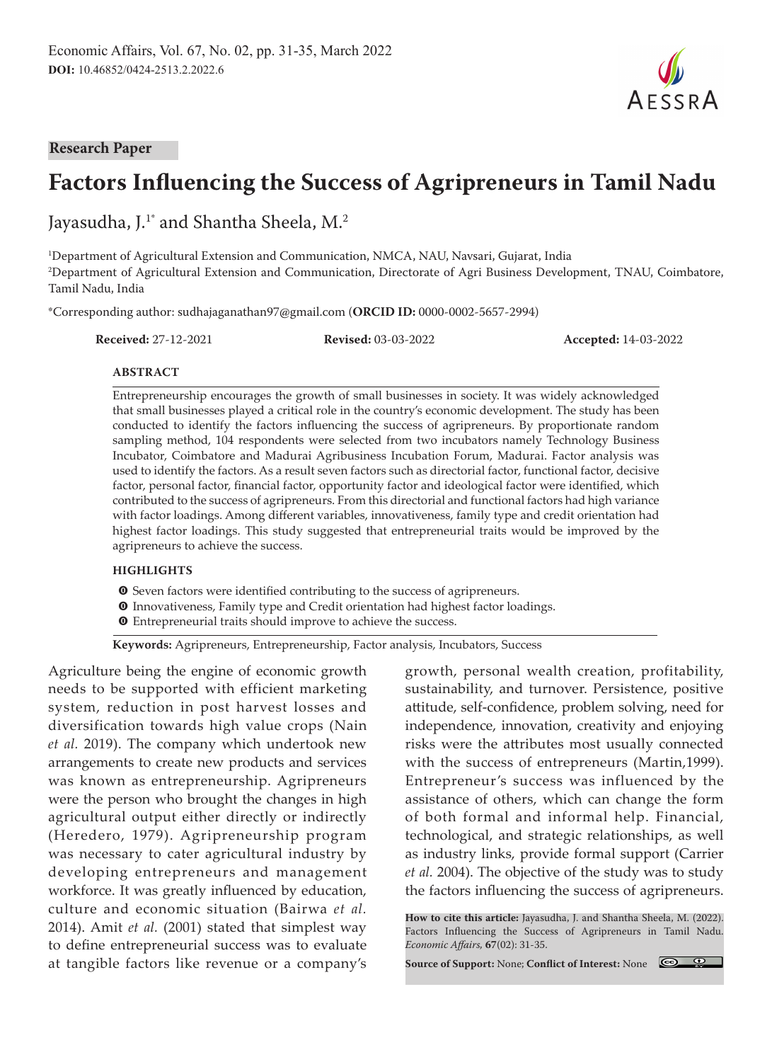Research Paper

# Factors Influencing the Success of Agripreneurs in Tamil Nadu

Jayasudha, J.[1*] and Shantha Sheela, M.[2]

[1]Department of Agricultural Extension and Communication, NMCA, NAU, Navsari, Gujarat, India

[2]Department of Agricultural Extension and Communication, Directorate of Agri Business Development, TNAU, Coimbatore, Tamil Nadu, India

*Corresponding author: sudhajaganathan97@gmail.com (**ORCID ID:** 0000-0002-5657-2994)

**Received:** 27-12-2021 **Revised:** 03-03-2022 **Accepted:** 14-03-2022

## ABSTRACT

Entrepreneurship encourages the growth of small businesses in society. It was widely acknowledged that small businesses played a critical role in the country's economic development. The study has been conducted to identify the factors influencing the success of agripreneurs. By proportionate random sampling method, 104 respondents were selected from two incubators namely Technology Business Incubator, Coimbatore and Madurai Agribusiness Incubation Forum, Madurai. Factor analysis was used to identify the factors. As a result seven factors such as directorial factor, functional factor, decisive factor, personal factor, financial factor, opportunity factor and ideological factor were identified, which contributed to the success of agripreneurs. From this directorial and functional factors had high variance with factor loadings. Among different variables, innovativeness, family type and credit orientation had highest factor loadings. This study suggested that entrepreneurial traits would be improved by the agripreneurs to achieve the success.

## HIGHLIGHTS

- Seven factors were identified contributing to the success of agripreneurs.
- Innovativeness, Family type and Credit orientation had highest factor loadings.
- Entrepreneurial traits should improve to achieve the success.

**Keywords:** Agripreneurs, Entrepreneurship, Factor analysis, Incubators, Success

Agriculture being the engine of economic growth needs to be supported with efficient marketing system, reduction in post harvest losses and diversification towards high value crops (Nain *et al.* 2019). The company which undertook new arrangements to create new products and services was known as entrepreneurship. Agripreneurs were the person who brought the changes in high agricultural output either directly or indirectly (Heredero, 1979). Agripreneurship program was necessary to cater agricultural industry by developing entrepreneurs and management workforce. It was greatly influenced by education, culture and economic situation (Bairwa *et al.* 2014). Amit *et al.* (2001) stated that simplest way to define entrepreneurial success was to evaluate at tangible factors like revenue or a company's growth, personal wealth creation, profitability, sustainability, and turnover. Persistence, positive attitude, self-confidence, problem solving, need for independence, innovation, creativity and enjoying risks were the attributes most usually connected with the success of entrepreneurs (Martin,1999). Entrepreneur's success was influenced by the assistance of others, which can change the form of both formal and informal help. Financial, technological, and strategic relationships, as well as industry links, provide formal support (Carrier *et al.* 2004). The objective of the study was to study the factors influencing the success of agripreneurs.

**How to cite this article:** Jayasudha, J. and Shantha Sheela, M. (2022). Factors Influencing the Success of Agripreneurs in Tamil Nadu. *Economic Affairs*, **67**(02): 31-35.

**Source of Support:** None; **Conflict of Interest:** None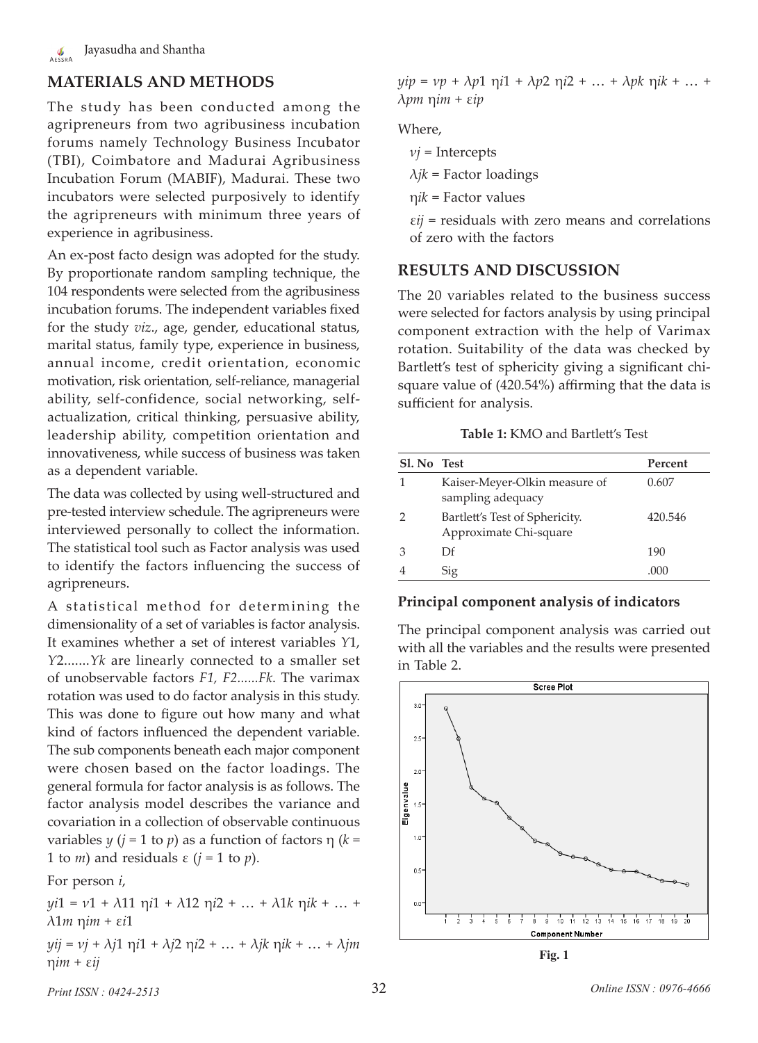## MATERIALS AND METHODS

The study has been conducted among the agripreneurs from two agribusiness incubation forums namely Technology Business Incubator (TBI), Coimbatore and Madurai Agribusiness Incubation Forum (MABIF), Madurai. These two incubators were selected purposively to identify the agripreneurs with minimum three years of experience in agribusiness.

An ex-post facto design was adopted for the study. By proportionate random sampling technique, the 104 respondents were selected from the agribusiness incubation forums. The independent variables fixed for the study *viz*., age, gender, educational status, marital status, family type, experience in business, annual income, credit orientation, economic motivation, risk orientation, self-reliance, managerial ability, self-confidence, social networking, self-actualization, critical thinking, persuasive ability, leadership ability, competition orientation and innovativeness, while success of business was taken as a dependent variable.

The data was collected by using well-structured and pre-tested interview schedule. The agripreneurs were interviewed personally to collect the information. The statistical tool such as Factor analysis was used to identify the factors influencing the success of agripreneurs.

A statistical method for determining the dimensionality of a set of variables is factor analysis. It examines whether a set of interest variables $Y1$, $Y2$.......$Yk$ are linearly connected to a smaller set of unobservable factors $F1$, $F2$......$Fk$. The varimax rotation was used to do factor analysis in this study. This was done to figure out how many and what kind of factors influenced the dependent variable. The sub components beneath each major component were chosen based on the factor loadings. The general formula for factor analysis is as follows. The factor analysis model describes the variance and covariation in a collection of observable continuous variables $y$ ($j$ = 1 to $p$) as a function of factors $\eta$ ($k$ = 1 to $m$) and residuals $\varepsilon$ ($j$ = 1 to $p$).

For person $i$,

$$yi1 = v1 + \lambda 11\ \eta i1 + \lambda 12\ \eta i2 + \ldots + \lambda 1k\ \eta ik + \ldots + \lambda 1m\ \eta im + \varepsilon i1$$

$$yij = vj + \lambda j1\ \eta i1 + \lambda j2\ \eta i2 + \ldots + \lambda jk\ \eta ik + \ldots + \lambda jm\ \eta im + \varepsilon ij$$

$$yip = vp + \lambda p1\ \eta i1 + \lambda p2\ \eta i2 + \ldots + \lambda pk\ \eta ik + \ldots + \lambda pm\ \eta im + \varepsilon ip$$

Where,

$vj$ = Intercepts

$\lambda jk$ = Factor loadings

$\eta ik$ = Factor values

$\varepsilon ij$ = residuals with zero means and correlations of zero with the factors

## RESULTS AND DISCUSSION

The 20 variables related to the business success were selected for factors analysis by using principal component extraction with the help of Varimax rotation. Suitability of the data was checked by Bartlett's test of sphericity giving a significant chi-square value of (420.54%) affirming that the data is sufficient for analysis.

**Table 1:** KMO and Bartlett's Test

| Sl. No | Test | Percent |
|---|---|---|
| 1 | Kaiser-Meyer-Olkin measure of sampling adequacy | 0.607 |
| 2 | Bartlett's Test of Sphericity. Approximate Chi-square | 420.546 |
| 3 | Df | 190 |
| 4 | Sig | .000 |

### Principal component analysis of indicators

The principal component analysis was carried out with all the variables and the results were presented in Table 2.

**Fig. 1**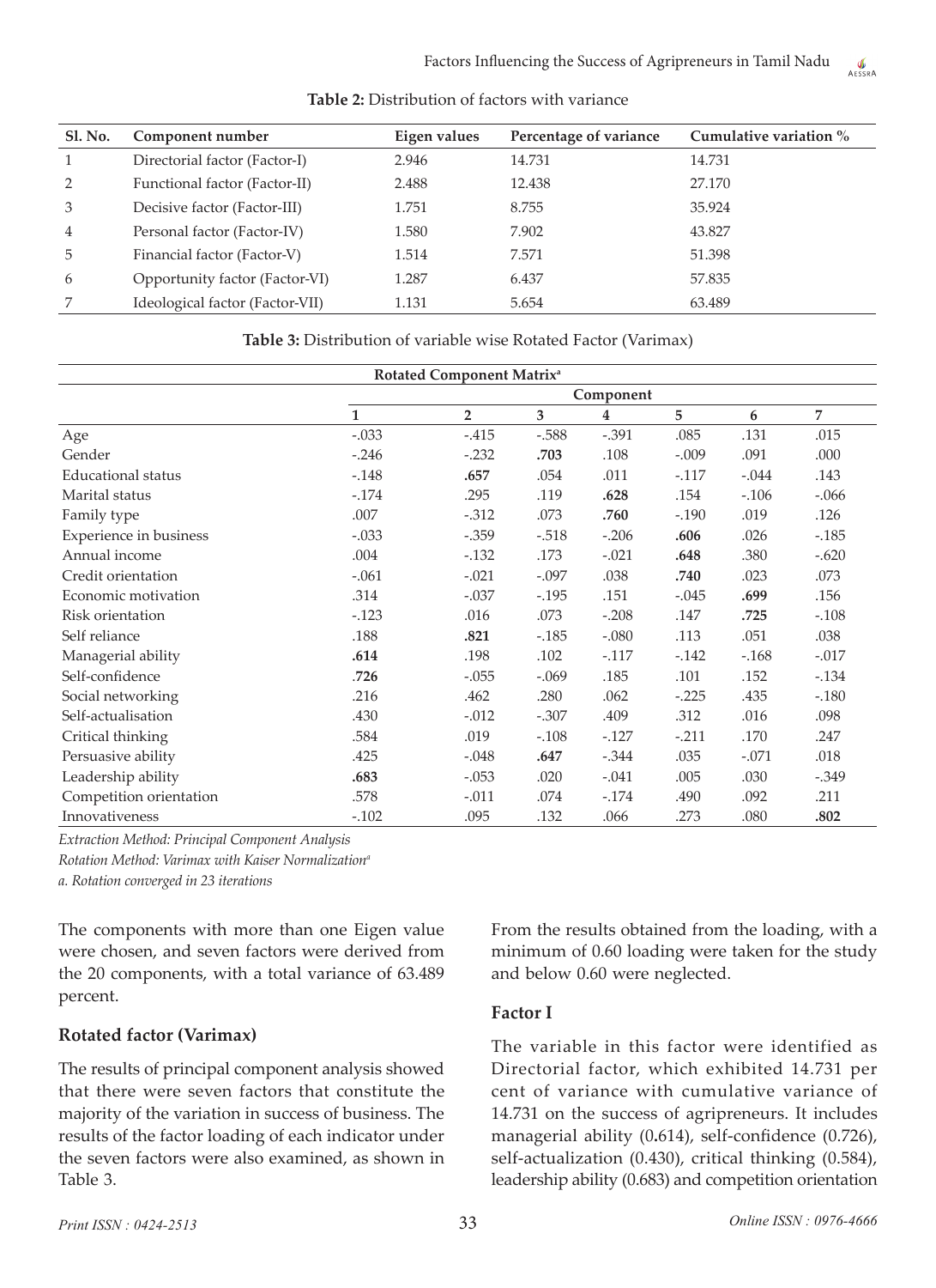**Table 2:** Distribution of factors with variance

| Sl. No. | Component number | Eigen values | Percentage of variance | Cumulative variation % |
|---|---|---|---|---|
| 1 | Directorial factor (Factor-I) | 2.946 | 14.731 | 14.731 |
| 2 | Functional factor (Factor-II) | 2.488 | 12.438 | 27.170 |
| 3 | Decisive factor (Factor-III) | 1.751 | 8.755 | 35.924 |
| 4 | Personal factor (Factor-IV) | 1.580 | 7.902 | 43.827 |
| 5 | Financial factor (Factor-V) | 1.514 | 7.571 | 51.398 |
| 6 | Opportunity factor (Factor-VI) | 1.287 | 6.437 | 57.835 |
| 7 | Ideological factor (Factor-VII) | 1.131 | 5.654 | 63.489 |

**Table 3:** Distribution of variable wise Rotated Factor (Varimax)

| Rotated Component Matrix[a] | | | | | | | |
|---|---|---|---|---|---|---|---|
| | Component | | | | | | |
| | 1 | 2 | 3 | 4 | 5 | 6 | 7 |
| Age | -.033 | -.415 | -.588 | -.391 | .085 | .131 | .015 |
| Gender | -.246 | -.232 | **.703** | .108 | -.009 | .091 | .000 |
| Educational status | -.148 | **.657** | .054 | .011 | -.117 | -.044 | .143 |
| Marital status | -.174 | .295 | .119 | **.628** | .154 | -.106 | -.066 |
| Family type | .007 | -.312 | .073 | **.760** | -.190 | .019 | .126 |
| Experience in business | -.033 | -.359 | -.518 | -.206 | **.606** | .026 | -.185 |
| Annual income | .004 | -.132 | .173 | -.021 | **.648** | .380 | -.620 |
| Credit orientation | -.061 | -.021 | -.097 | .038 | **.740** | .023 | .073 |
| Economic motivation | .314 | -.037 | -.195 | .151 | -.045 | **.699** | .156 |
| Risk orientation | -.123 | .016 | .073 | -.208 | .147 | **.725** | -.108 |
| Self reliance | .188 | **.821** | -.185 | -.080 | .113 | .051 | .038 |
| Managerial ability | **.614** | .198 | .102 | -.117 | -.142 | -.168 | -.017 |
| Self-confidence | **.726** | -.055 | -.069 | .185 | .101 | .152 | -.134 |
| Social networking | .216 | .462 | .280 | .062 | -.225 | .435 | -.180 |
| Self-actualisation | .430 | -.012 | -.307 | .409 | .312 | .016 | .098 |
| Critical thinking | .584 | .019 | -.108 | -.127 | -.211 | .170 | .247 |
| Persuasive ability | .425 | -.048 | **.647** | -.344 | .035 | -.071 | .018 |
| Leadership ability | **.683** | -.053 | .020 | -.041 | .005 | .030 | -.349 |
| Competition orientation | .578 | -.011 | .074 | -.174 | .490 | .092 | .211 |
| Innovativeness | -.102 | .095 | .132 | .066 | .273 | .080 | **.802** |

*Extraction Method: Principal Component Analysis*

*Rotation Method: Varimax with Kaiser Normalization[a]*

*a. Rotation converged in 23 iterations*

The components with more than one Eigen value were chosen, and seven factors were derived from the 20 components, with a total variance of 63.489 percent.

## Rotated factor (Varimax)

The results of principal component analysis showed that there were seven factors that constitute the majority of the variation in success of business. The results of the factor loading of each indicator under the seven factors were also examined, as shown in Table 3.

From the results obtained from the loading, with a minimum of 0.60 loading were taken for the study and below 0.60 were neglected.

## Factor I

The variable in this factor were identified as Directorial factor, which exhibited 14.731 per cent of variance with cumulative variance of 14.731 on the success of agripreneurs. It includes managerial ability (0**.**614), self-confidence (0.726), self-actualization (0.430), critical thinking (0.584), leadership ability (0.683) and competition orientation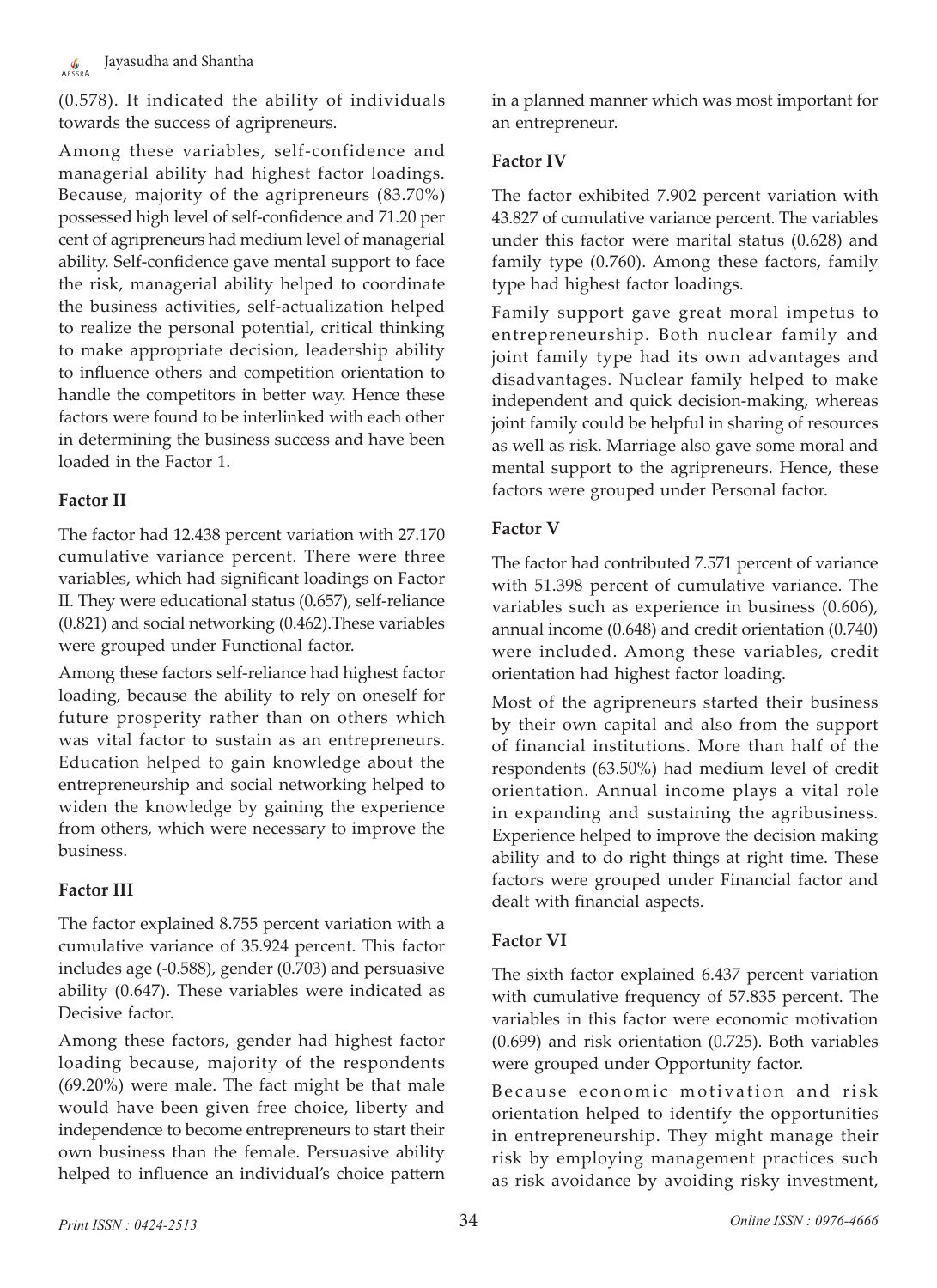(0.578). It indicated the ability of individuals towards the success of agripreneurs.

Among these variables, self-confidence and managerial ability had highest factor loadings. Because, majority of the agripreneurs (83.70%) possessed high level of self-confidence and 71.20 per cent of agripreneurs had medium level of managerial ability. Self-confidence gave mental support to face the risk, managerial ability helped to coordinate the business activities, self-actualization helped to realize the personal potential, critical thinking to make appropriate decision, leadership ability to influence others and competition orientation to handle the competitors in better way. Hence these factors were found to be interlinked with each other in determining the business success and have been loaded in the Factor 1.

### Factor II

The factor had 12.438 percent variation with 27.170 cumulative variance percent. There were three variables, which had significant loadings on Factor II. They were educational status (0**.**657), self-reliance (0.821) and social networking (0.462).These variables were grouped under Functional factor.

Among these factors self-reliance had highest factor loading, because the ability to rely on oneself for future prosperity rather than on others which was vital factor to sustain as an entrepreneurs. Education helped to gain knowledge about the entrepreneurship and social networking helped to widen the knowledge by gaining the experience from others, which were necessary to improve the business.

### Factor III

The factor explained 8.755 percent variation with a cumulative variance of 35.924 percent. This factor includes age (-0.588), gender (0.703) and persuasive ability (0.647). These variables were indicated as Decisive factor.

Among these factors, gender had highest factor loading because, majority of the respondents (69.20%) were male. The fact might be that male would have been given free choice, liberty and independence to become entrepreneurs to start their own business than the female. Persuasive ability helped to influence an individual's choice pattern in a planned manner which was most important for an entrepreneur.

### Factor IV

The factor exhibited 7.902 percent variation with 43.827 of cumulative variance percent. The variables under this factor were marital status (0.628) and family type (0.760). Among these factors, family type had highest factor loadings.

Family support gave great moral impetus to entrepreneurship. Both nuclear family and joint family type had its own advantages and disadvantages. Nuclear family helped to make independent and quick decision-making, whereas joint family could be helpful in sharing of resources as well as risk. Marriage also gave some moral and mental support to the agripreneurs. Hence, these factors were grouped under Personal factor.

### Factor V

The factor had contributed 7.571 percent of variance with 51.398 percent of cumulative variance. The variables such as experience in business (0.606), annual income (0.648) and credit orientation (0.740) were included. Among these variables, credit orientation had highest factor loading.

Most of the agripreneurs started their business by their own capital and also from the support of financial institutions. More than half of the respondents (63.50%) had medium level of credit orientation. Annual income plays a vital role in expanding and sustaining the agribusiness. Experience helped to improve the decision making ability and to do right things at right time. These factors were grouped under Financial factor and dealt with financial aspects.

### Factor VI

The sixth factor explained 6.437 percent variation with cumulative frequency of 57.835 percent. The variables in this factor were economic motivation (0.699) and risk orientation (0.725). Both variables were grouped under Opportunity factor.

Because economic motivation and risk orientation helped to identify the opportunities in entrepreneurship. They might manage their risk by employing management practices such as risk avoidance by avoiding risky investment,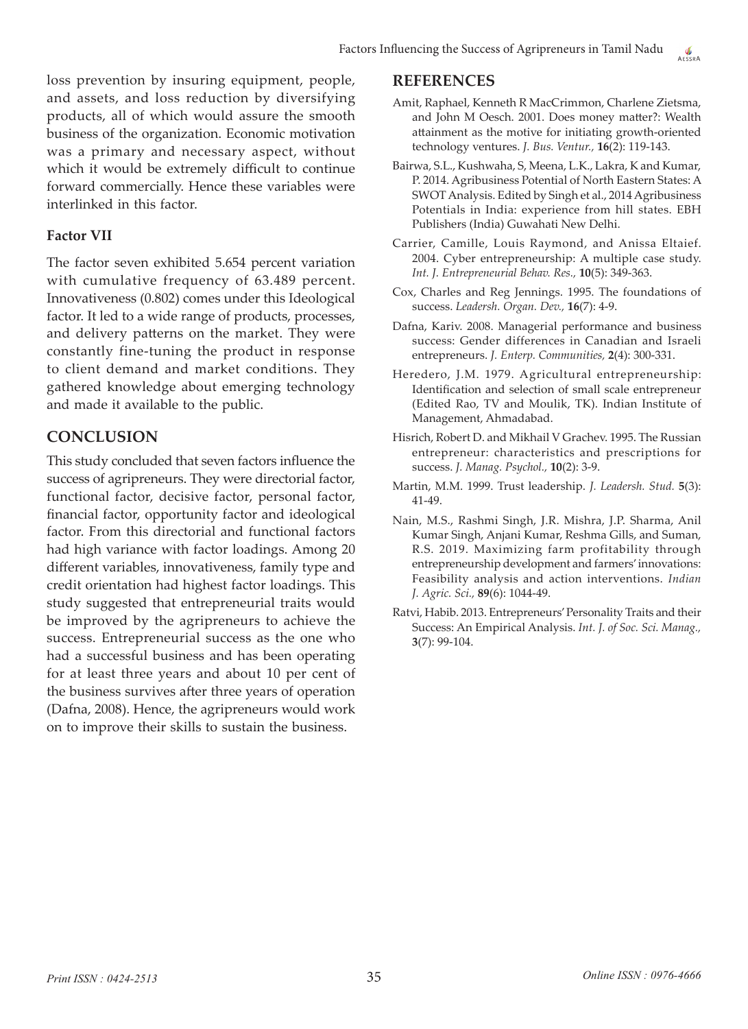loss prevention by insuring equipment, people, and assets, and loss reduction by diversifying products, all of which would assure the smooth business of the organization. Economic motivation was a primary and necessary aspect, without which it would be extremely difficult to continue forward commercially. Hence these variables were interlinked in this factor.

### Factor VII

The factor seven exhibited 5.654 percent variation with cumulative frequency of 63.489 percent. Innovativeness (0.802) comes under this Ideological factor. It led to a wide range of products, processes, and delivery patterns on the market. They were constantly fine-tuning the product in response to client demand and market conditions. They gathered knowledge about emerging technology and made it available to the public.

## CONCLUSION

This study concluded that seven factors influence the success of agripreneurs. They were directorial factor, functional factor, decisive factor, personal factor, financial factor, opportunity factor and ideological factor. From this directorial and functional factors had high variance with factor loadings. Among 20 different variables, innovativeness, family type and credit orientation had highest factor loadings. This study suggested that entrepreneurial traits would be improved by the agripreneurs to achieve the success. Entrepreneurial success as the one who had a successful business and has been operating for at least three years and about 10 per cent of the business survives after three years of operation (Dafna, 2008). Hence, the agripreneurs would work on to improve their skills to sustain the business.

## REFERENCES

Amit, Raphael, Kenneth R MacCrimmon, Charlene Zietsma, and John M Oesch. 2001. Does money matter?: Wealth attainment as the motive for initiating growth-oriented technology ventures. *J. Bus. Ventur.,* **16**(2): 119-143.

Bairwa, S.L., Kushwaha, S, Meena, L.K., Lakra, K and Kumar, P. 2014. Agribusiness Potential of North Eastern States: A SWOT Analysis. Edited by Singh et al., 2014 Agribusiness Potentials in India: experience from hill states. EBH Publishers (India) Guwahati New Delhi.

Carrier, Camille, Louis Raymond, and Anissa Eltaief. 2004. Cyber entrepreneurship: A multiple case study. *Int. J. Entrepreneurial Behav. Res.,* **10**(5): 349-363.

Cox, Charles and Reg Jennings. 1995. The foundations of success. *Leadersh. Organ. Dev.,* **16**(7): 4-9.

Dafna, Kariv. 2008. Managerial performance and business success: Gender differences in Canadian and Israeli entrepreneurs. *J. Enterp. Communities,* **2**(4): 300-331.

Heredero, J.M. 1979. Agricultural entrepreneurship: Identification and selection of small scale entrepreneur (Edited Rao, TV and Moulik, TK). Indian Institute of Management, Ahmadabad.

Hisrich, Robert D. and Mikhail V Grachev. 1995. The Russian entrepreneur: characteristics and prescriptions for success. *J. Manag. Psychol.,* **10**(2): 3-9.

Martin, M.M. 1999. Trust leadership. *J. Leadersh. Stud.* **5**(3): 41-49.

Nain, M.S., Rashmi Singh, J.R. Mishra, J.P. Sharma, Anil Kumar Singh, Anjani Kumar, Reshma Gills, and Suman, R.S. 2019. Maximizing farm profitability through entrepreneurship development and farmers' innovations: Feasibility analysis and action interventions. *Indian J. Agric. Sci.,* **89**(6): 1044-49.

Ratvi, Habib. 2013. Entrepreneurs' Personality Traits and their Success: An Empirical Analysis. *Int. J. of Soc. Sci. Manag.,* **3**(7): 99-104.